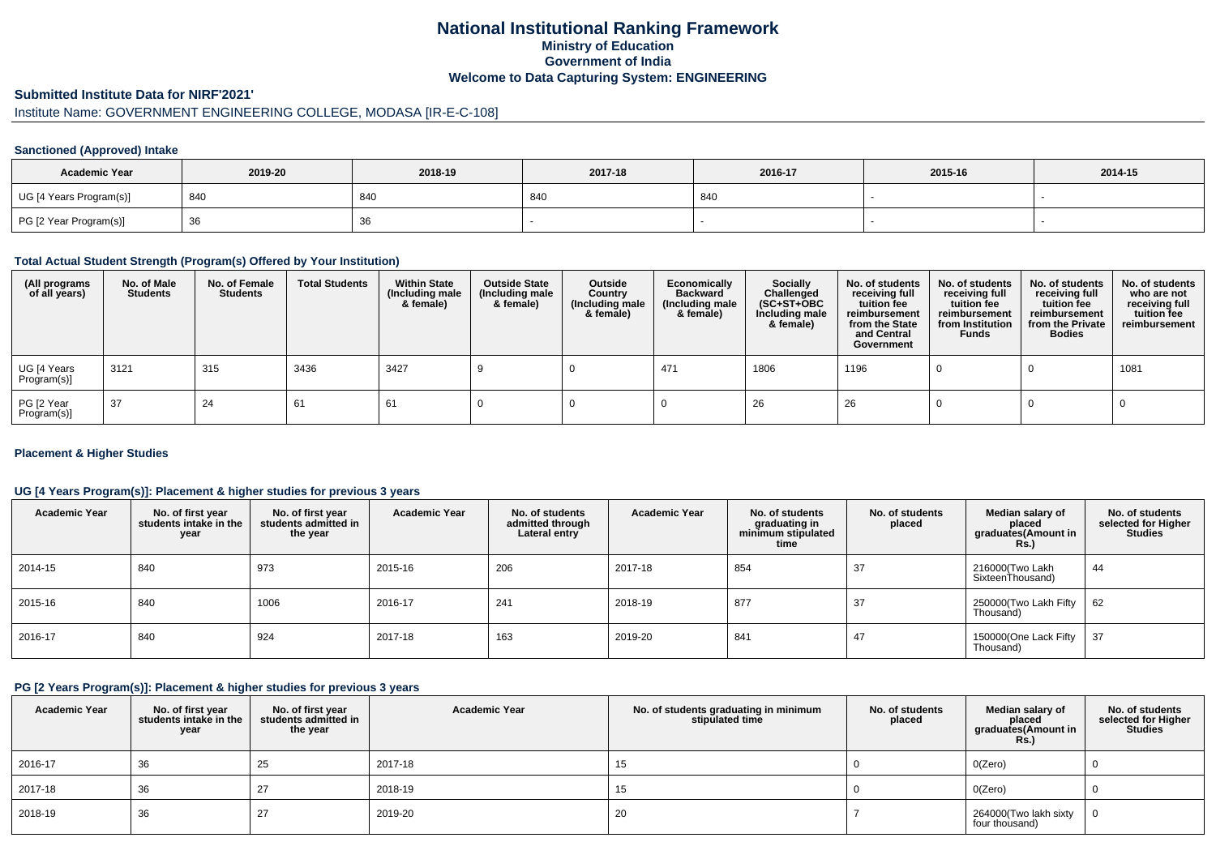# National Institutional Ranking Framework
## Ministry of Education
## Government of India
## Welcome to Data Capturing System: ENGINEERING

**Submitted Institute Data for NIRF'2021'**

Institute Name: GOVERNMENT ENGINEERING COLLEGE, MODASA [IR-E-C-108]

### Sanctioned (Approved) Intake

| Academic Year | 2019-20 | 2018-19 | 2017-18 | 2016-17 | 2015-16 | 2014-15 |
|---|---|---|---|---|---|---|
| UG [4 Years Program(s)] | 840 | 840 | 840 | 840 | - | - |
| PG [2 Year Program(s)] | 36 | 36 | - | - | - | - |

### Total Actual Student Strength (Program(s) Offered by Your Institution)

| (All programs of all years) | No. of Male Students | No. of Female Students | Total Students | Within State (Including male & female) | Outside State (Including male & female) | Outside Country (Including male & female) | Economically Backward (Including male & female) | Socially Challenged (SC+ST+OBC Including male & female) | No. of students receiving full tuition fee reimbursement from the State and Central Government | No. of students receiving full tuition fee reimbursement from Institution Funds | No. of students receiving full tuition fee reimbursement from the Private Bodies | No. of students who are not receiving full tuition fee reimbursement |
|---|---|---|---|---|---|---|---|---|---|---|---|---|
| UG [4 Years Program(s)] | 3121 | 315 | 3436 | 3427 | 9 | 0 | 471 | 1806 | 1196 | 0 | 0 | 1081 |
| PG [2 Year Program(s)] | 37 | 24 | 61 | 61 | 0 | 0 | 0 | 26 | 26 | 0 | 0 | 0 |

### Placement & Higher Studies

#### UG [4 Years Program(s)]: Placement & higher studies for previous 3 years

| Academic Year | No. of first year students intake in the year | No. of first year students admitted in the year | Academic Year | No. of students admitted through Lateral entry | Academic Year | No. of students graduating in minimum stipulated time | No. of students placed | Median salary of placed graduates(Amount in Rs.) | No. of students selected for Higher Studies |
|---|---|---|---|---|---|---|---|---|---|
| 2014-15 | 840 | 973 | 2015-16 | 206 | 2017-18 | 854 | 37 | 216000(Two Lakh SixteenThousand) | 44 |
| 2015-16 | 840 | 1006 | 2016-17 | 241 | 2018-19 | 877 | 37 | 250000(Two Lakh Fifty Thousand) | 62 |
| 2016-17 | 840 | 924 | 2017-18 | 163 | 2019-20 | 841 | 47 | 150000(One Lack Fifty Thousand) | 37 |

#### PG [2 Years Program(s)]: Placement & higher studies for previous 3 years

| Academic Year | No. of first year students intake in the year | No. of first year students admitted in the year | Academic Year | No. of students graduating in minimum stipulated time | No. of students placed | Median salary of placed graduates(Amount in Rs.) | No. of students selected for Higher Studies |
|---|---|---|---|---|---|---|---|
| 2016-17 | 36 | 25 | 2017-18 | 15 | 0 | 0(Zero) | 0 |
| 2017-18 | 36 | 27 | 2018-19 | 15 | 0 | 0(Zero) | 0 |
| 2018-19 | 36 | 27 | 2019-20 | 20 | 7 | 264000(Two lakh sixty four thousand) | 0 |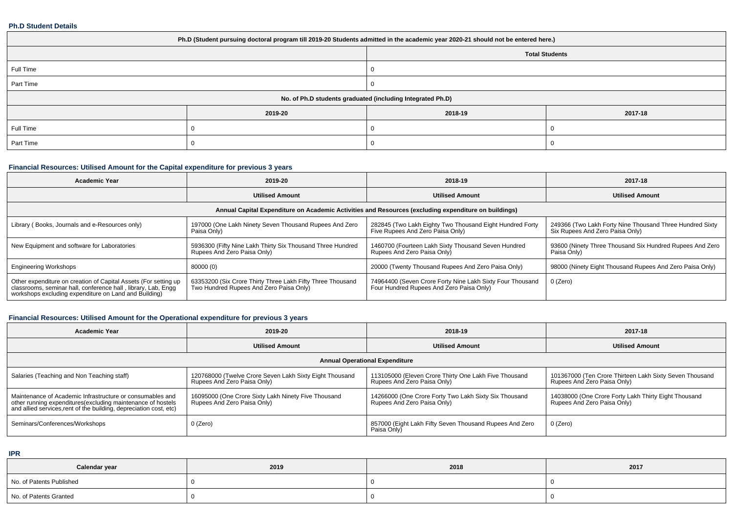#### Ph.D Student Details

| Ph.D (Student pursuing doctoral program till 2019-20 Students admitted in the academic year 2020-21 should not be entered here.) | | | |
|---|---|---|---|
| | Total Students | | |
| Full Time | 0 | | |
| Part Time | 0 | | |
| No. of Ph.D students graduated (including Integrated Ph.D) | | | |
| | 2019-20 | 2018-19 | 2017-18 |
| Full Time | 0 | 0 | 0 |
| Part Time | 0 | 0 | 0 |

#### Financial Resources: Utilised Amount for the Capital expenditure for previous 3 years

| Academic Year | 2019-20 | 2018-19 | 2017-18 |
|---|---|---|---|
| | Utilised Amount | Utilised Amount | Utilised Amount |
| Annual Capital Expenditure on Academic Activities and Resources (excluding expenditure on buildings) | | | |
| Library ( Books, Journals and e-Resources only) | 197000 (One Lakh Ninety Seven Thousand Rupees And Zero Paisa Only) | 282845 (Two Lakh Eighty Two Thousand Eight Hundred Forty Five Rupees And Zero Paisa Only) | 249366 (Two Lakh Forty Nine Thousand Three Hundred Sixty Six Rupees And Zero Paisa Only) |
| New Equipment and software for Laboratories | 5936300 (Fifty Nine Lakh Thirty Six Thousand Three Hundred Rupees And Zero Paisa Only) | 1460700 (Fourteen Lakh Sixty Thousand Seven Hundred Rupees And Zero Paisa Only) | 93600 (Ninety Three Thousand Six Hundred Rupees And Zero Paisa Only) |
| Engineering Workshops | 80000 (0) | 20000 (Twenty Thousand Rupees And Zero Paisa Only) | 98000 (Ninety Eight Thousand Rupees And Zero Paisa Only) |
| Other expenditure on creation of Capital Assets (For setting up classrooms, seminar hall, conference hall , library, Lab, Engg workshops excluding expenditure on Land and Building) | 63353200 (Six Crore Thirty Three Lakh Fifty Three Thousand Two Hundred Rupees And Zero Paisa Only) | 74964400 (Seven Crore Forty Nine Lakh Sixty Four Thousand Four Hundred Rupees And Zero Paisa Only) | 0 (Zero) |

#### Financial Resources: Utilised Amount for the Operational expenditure for previous 3 years

| Academic Year | 2019-20 | 2018-19 | 2017-18 |
|---|---|---|---|
| | Utilised Amount | Utilised Amount | Utilised Amount |
| Annual Operational Expenditure | | | |
| Salaries (Teaching and Non Teaching staff) | 120768000 (Twelve Crore Seven Lakh Sixty Eight Thousand Rupees And Zero Paisa Only) | 113105000 (Eleven Crore Thirty One Lakh Five Thousand Rupees And Zero Paisa Only) | 101367000 (Ten Crore Thirteen Lakh Sixty Seven Thousand Rupees And Zero Paisa Only) |
| Maintenance of Academic Infrastructure or consumables and other running expenditures(excluding maintenance of hostels and allied services,rent of the building, depreciation cost, etc) | 16095000 (One Crore Sixty Lakh Ninety Five Thousand Rupees And Zero Paisa Only) | 14266000 (One Crore Forty Two Lakh Sixty Six Thousand Rupees And Zero Paisa Only) | 14038000 (One Crore Forty Lakh Thirty Eight Thousand Rupees And Zero Paisa Only) |
| Seminars/Conferences/Workshops | 0 (Zero) | 857000 (Eight Lakh Fifty Seven Thousand Rupees And Zero Paisa Only) | 0 (Zero) |

#### IPR

| Calendar year | 2019 | 2018 | 2017 |
|---|---|---|---|
| No. of Patents Published | 0 | 0 | 0 |
| No. of Patents Granted | 0 | 0 | 0 |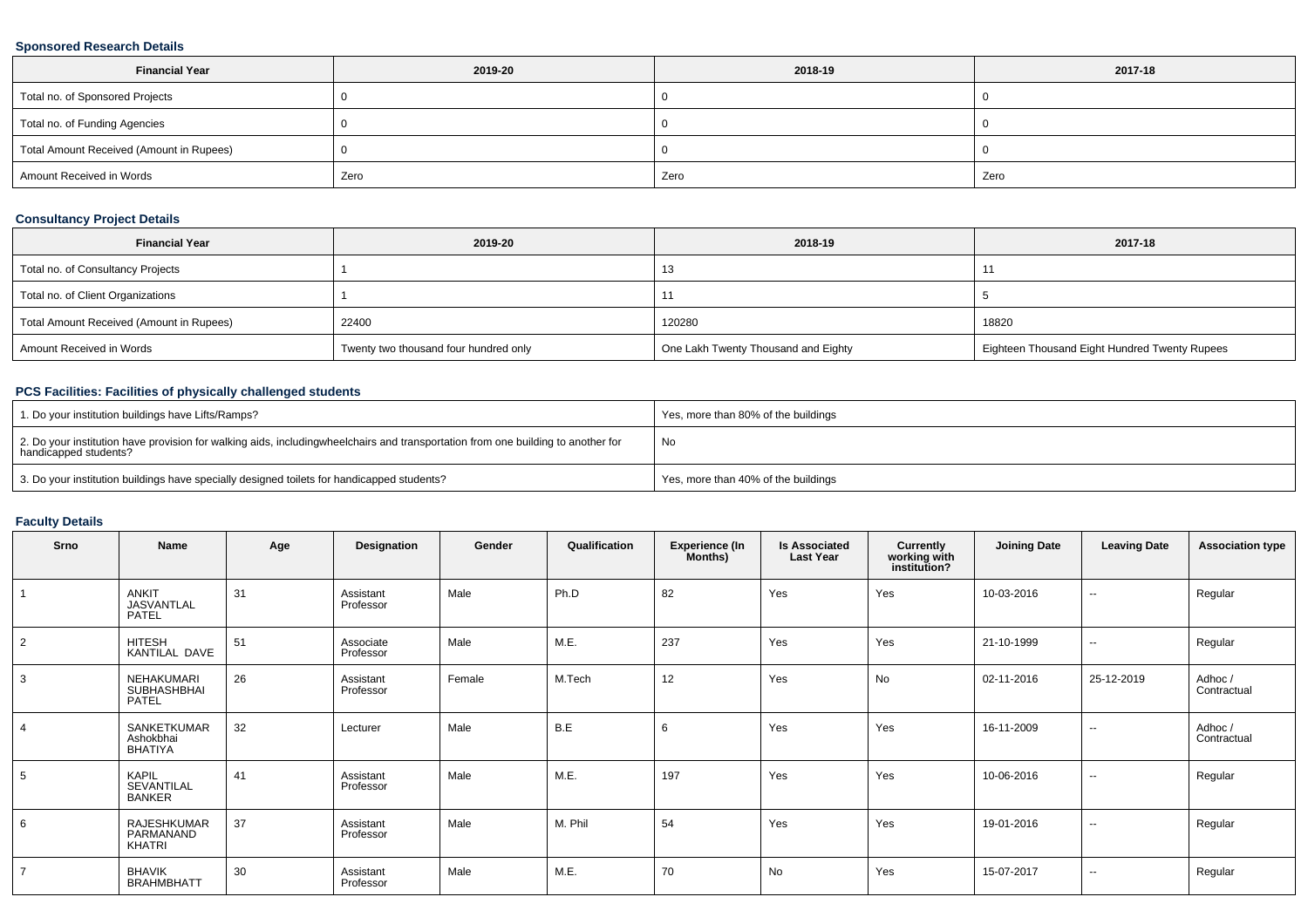### Sponsored Research Details

| Financial Year | 2019-20 | 2018-19 | 2017-18 |
|---|---|---|---|
| Total no. of Sponsored Projects | 0 | 0 | 0 |
| Total no. of Funding Agencies | 0 | 0 | 0 |
| Total Amount Received (Amount in Rupees) | 0 | 0 | 0 |
| Amount Received in Words | Zero | Zero | Zero |

### Consultancy Project Details

| Financial Year | 2019-20 | 2018-19 | 2017-18 |
|---|---|---|---|
| Total no. of Consultancy Projects | 1 | 13 | 11 |
| Total no. of Client Organizations | 1 | 11 | 5 |
| Total Amount Received (Amount in Rupees) | 22400 | 120280 | 18820 |
| Amount Received in Words | Twenty two thousand four hundred only | One Lakh Twenty Thousand and Eighty | Eighteen Thousand Eight Hundred Twenty Rupees |

### PCS Facilities: Facilities of physically challenged students

| | |
|---|---|
| 1. Do your institution buildings have Lifts/Ramps? | Yes, more than 80% of the buildings |
| 2. Do your institution have provision for walking aids, includingwheelchairs and transportation from one building to another for handicapped students? | No |
| 3. Do your institution buildings have specially designed toilets for handicapped students? | Yes, more than 40% of the buildings |

### Faculty Details

| Srno | Name | Age | Designation | Gender | Qualification | Experience (In Months) | Is Associated Last Year | Currently working with institution? | Joining Date | Leaving Date | Association type |
|---|---|---|---|---|---|---|---|---|---|---|---|
| 1 | ANKIT JASVANTLAL PATEL | 31 | Assistant Professor | Male | Ph.D | 82 | Yes | Yes | 10-03-2016 | -- | Regular |
| 2 | HITESH KANTILAL DAVE | 51 | Associate Professor | Male | M.E. | 237 | Yes | Yes | 21-10-1999 | -- | Regular |
| 3 | NEHAKUMARI SUBHASHBHAI PATEL | 26 | Assistant Professor | Female | M.Tech | 12 | Yes | No | 02-11-2016 | 25-12-2019 | Adhoc / Contractual |
| 4 | SANKETKUMAR Ashokbhai BHATIYA | 32 | Lecturer | Male | B.E | 6 | Yes | Yes | 16-11-2009 | -- | Adhoc / Contractual |
| 5 | KAPIL SEVANTILAL BANKER | 41 | Assistant Professor | Male | M.E. | 197 | Yes | Yes | 10-06-2016 | -- | Regular |
| 6 | RAJESHKUMAR PARMANAND KHATRI | 37 | Assistant Professor | Male | M. Phil | 54 | Yes | Yes | 19-01-2016 | -- | Regular |
| 7 | BHAVIK BRAHMBHATT | 30 | Assistant Professor | Male | M.E. | 70 | No | Yes | 15-07-2017 | -- | Regular |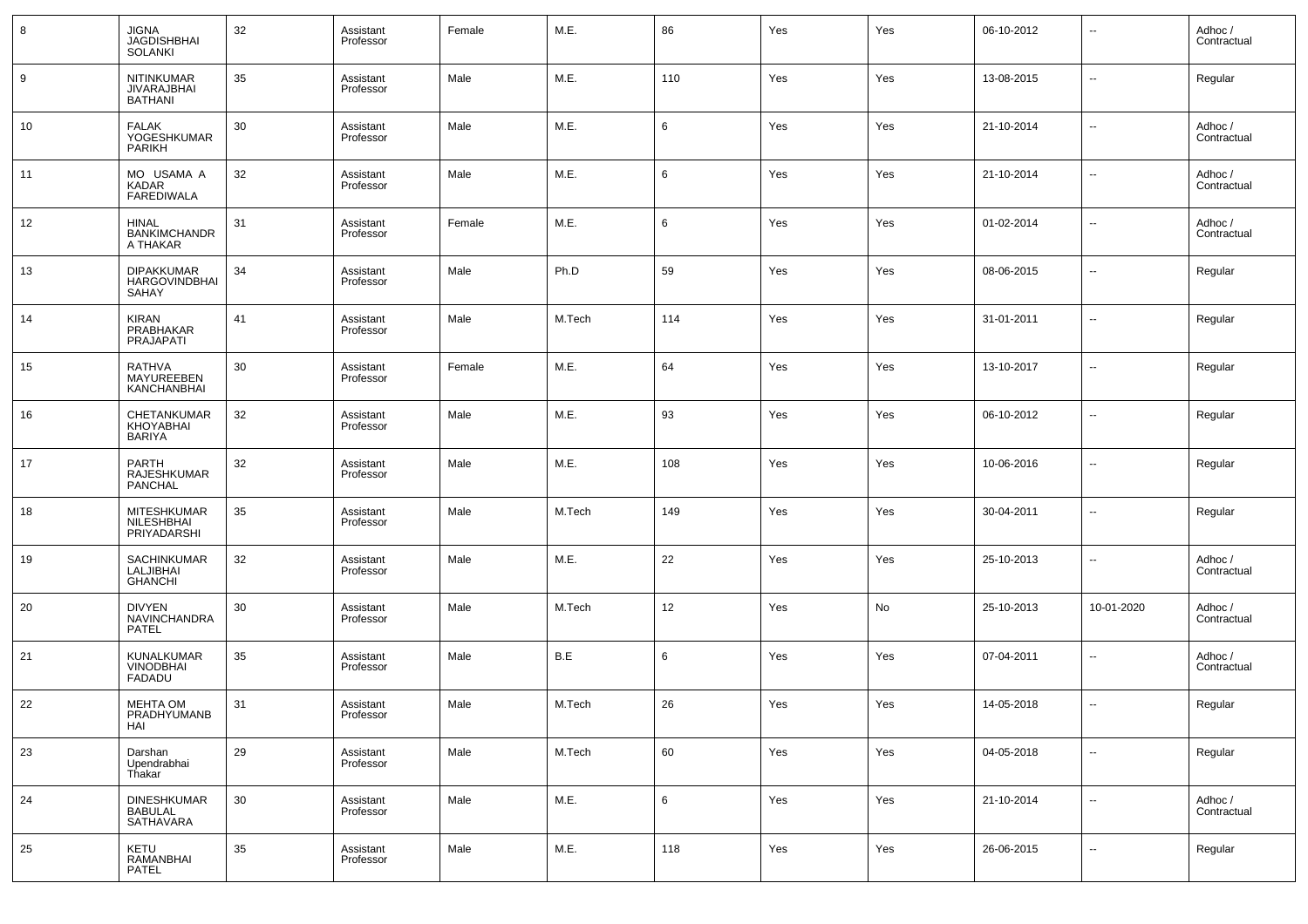| 8 | JIGNA JAGDISHBHAI SOLANKI | 32 | Assistant Professor | Female | M.E. | 86 | Yes | Yes | 06-10-2012 | -- | Adhoc / Contractual |
|---|---|---|---|---|---|---|---|---|---|---|---|
| 9 | NITINKUMAR JIVARAJBHAI BATHANI | 35 | Assistant Professor | Male | M.E. | 110 | Yes | Yes | 13-08-2015 | -- | Regular |
| 10 | FALAK YOGESHKUMAR PARIKH | 30 | Assistant Professor | Male | M.E. | 6 | Yes | Yes | 21-10-2014 | -- | Adhoc / Contractual |
| 11 | MO USAMA A KADAR FAREDIWALA | 32 | Assistant Professor | Male | M.E. | 6 | Yes | Yes | 21-10-2014 | -- | Adhoc / Contractual |
| 12 | HINAL BANKIMCHANDR A THAKAR | 31 | Assistant Professor | Female | M.E. | 6 | Yes | Yes | 01-02-2014 | -- | Adhoc / Contractual |
| 13 | DIPAKKUMAR HARGOVINDBHAI SAHAY | 34 | Assistant Professor | Male | Ph.D | 59 | Yes | Yes | 08-06-2015 | -- | Regular |
| 14 | KIRAN PRABHAKAR PRAJAPATI | 41 | Assistant Professor | Male | M.Tech | 114 | Yes | Yes | 31-01-2011 | -- | Regular |
| 15 | RATHVA MAYUREEBEN KANCHANBHAI | 30 | Assistant Professor | Female | M.E. | 64 | Yes | Yes | 13-10-2017 | -- | Regular |
| 16 | CHETANKUMAR KHOYABHAI BARIYA | 32 | Assistant Professor | Male | M.E. | 93 | Yes | Yes | 06-10-2012 | -- | Regular |
| 17 | PARTH RAJESHKUMAR PANCHAL | 32 | Assistant Professor | Male | M.E. | 108 | Yes | Yes | 10-06-2016 | -- | Regular |
| 18 | MITESHKUMAR NILESHBHAI PRIYADARSHI | 35 | Assistant Professor | Male | M.Tech | 149 | Yes | Yes | 30-04-2011 | -- | Regular |
| 19 | SACHINKUMAR LALJIBHAI GHANCHI | 32 | Assistant Professor | Male | M.E. | 22 | Yes | Yes | 25-10-2013 | -- | Adhoc / Contractual |
| 20 | DIVYEN NAVINCHANDRA PATEL | 30 | Assistant Professor | Male | M.Tech | 12 | Yes | No | 25-10-2013 | 10-01-2020 | Adhoc / Contractual |
| 21 | KUNALKUMAR VINODBHAI FADADU | 35 | Assistant Professor | Male | B.E | 6 | Yes | Yes | 07-04-2011 | -- | Adhoc / Contractual |
| 22 | MEHTA OM PRADHYUMANB HAI | 31 | Assistant Professor | Male | M.Tech | 26 | Yes | Yes | 14-05-2018 | -- | Regular |
| 23 | Darshan Upendrabhai Thakar | 29 | Assistant Professor | Male | M.Tech | 60 | Yes | Yes | 04-05-2018 | -- | Regular |
| 24 | DINESHKUMAR BABULAL SATHAVARA | 30 | Assistant Professor | Male | M.E. | 6 | Yes | Yes | 21-10-2014 | -- | Adhoc / Contractual |
| 25 | KETU RAMANBHAI PATEL | 35 | Assistant Professor | Male | M.E. | 118 | Yes | Yes | 26-06-2015 | -- | Regular |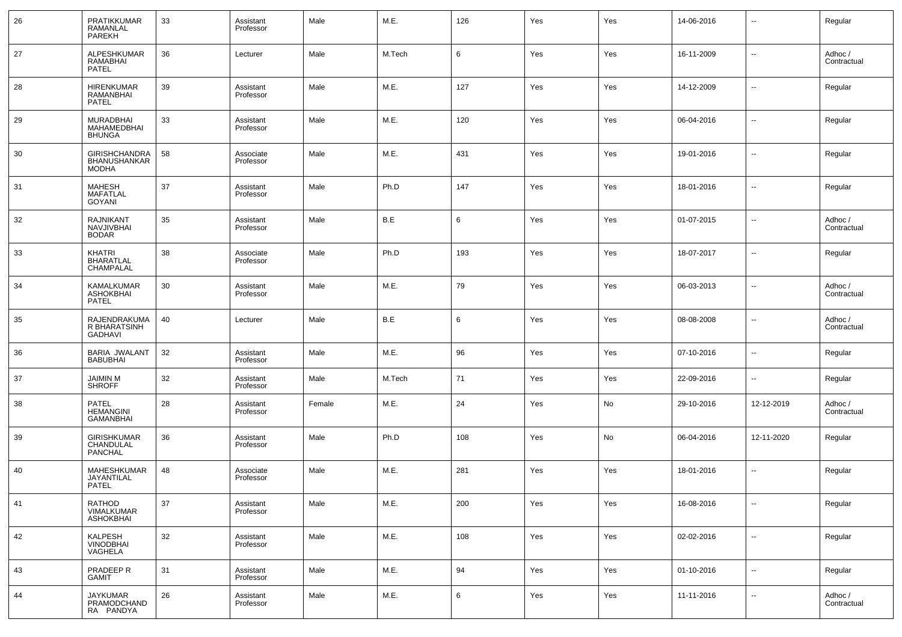| 26 | PRATIKKUMAR RAMANLAL PAREKH | 33 | Assistant Professor | Male | M.E. | 126 | Yes | Yes | 14-06-2016 | -- | Regular |
|---|---|---|---|---|---|---|---|---|---|---|---|
| 27 | ALPESHKUMAR RAMABHAI PATEL | 36 | Lecturer | Male | M.Tech | 6 | Yes | Yes | 16-11-2009 | -- | Adhoc / Contractual |
| 28 | HIRENKUMAR RAMANBHAI PATEL | 39 | Assistant Professor | Male | M.E. | 127 | Yes | Yes | 14-12-2009 | -- | Regular |
| 29 | MURADBHAI MAHAMEDBHAI BHUNGA | 33 | Assistant Professor | Male | M.E. | 120 | Yes | Yes | 06-04-2016 | -- | Regular |
| 30 | GIRISHCHANDRA BHANUSHANKAR MODHA | 58 | Associate Professor | Male | M.E. | 431 | Yes | Yes | 19-01-2016 | -- | Regular |
| 31 | MAHESH MAFATLAL GOYANI | 37 | Assistant Professor | Male | Ph.D | 147 | Yes | Yes | 18-01-2016 | -- | Regular |
| 32 | RAJNIKANT NAVJIVBHAI BODAR | 35 | Assistant Professor | Male | B.E | 6 | Yes | Yes | 01-07-2015 | -- | Adhoc / Contractual |
| 33 | KHATRI BHARATLAL CHAMPALAL | 38 | Associate Professor | Male | Ph.D | 193 | Yes | Yes | 18-07-2017 | -- | Regular |
| 34 | KAMALKUMAR ASHOKBHAI PATEL | 30 | Assistant Professor | Male | M.E. | 79 | Yes | Yes | 06-03-2013 | -- | Adhoc / Contractual |
| 35 | RAJENDRAKUMAR BHARATSINH GADHAVI | 40 | Lecturer | Male | B.E | 6 | Yes | Yes | 08-08-2008 | -- | Adhoc / Contractual |
| 36 | BARIA JWALANT BABUBHAI | 32 | Assistant Professor | Male | M.E. | 96 | Yes | Yes | 07-10-2016 | -- | Regular |
| 37 | JAIMIN M SHROFF | 32 | Assistant Professor | Male | M.Tech | 71 | Yes | Yes | 22-09-2016 | -- | Regular |
| 38 | PATEL HEMANGINI GAMANBHAI | 28 | Assistant Professor | Female | M.E. | 24 | Yes | No | 29-10-2016 | 12-12-2019 | Adhoc / Contractual |
| 39 | GIRISHKUMAR CHANDULAL PANCHAL | 36 | Assistant Professor | Male | Ph.D | 108 | Yes | No | 06-04-2016 | 12-11-2020 | Regular |
| 40 | MAHESHKUMAR JAYANTILAL PATEL | 48 | Associate Professor | Male | M.E. | 281 | Yes | Yes | 18-01-2016 | -- | Regular |
| 41 | RATHOD VIMALKUMAR ASHOKBHAI | 37 | Assistant Professor | Male | M.E. | 200 | Yes | Yes | 16-08-2016 | -- | Regular |
| 42 | KALPESH VINODBHAI VAGHELA | 32 | Assistant Professor | Male | M.E. | 108 | Yes | Yes | 02-02-2016 | -- | Regular |
| 43 | PRADEEP R GAMIT | 31 | Assistant Professor | Male | M.E. | 94 | Yes | Yes | 01-10-2016 | -- | Regular |
| 44 | JAYKUMAR PRAMODCHANDRA PANDYA | 26 | Assistant Professor | Male | M.E. | 6 | Yes | Yes | 11-11-2016 | -- | Adhoc / Contractual |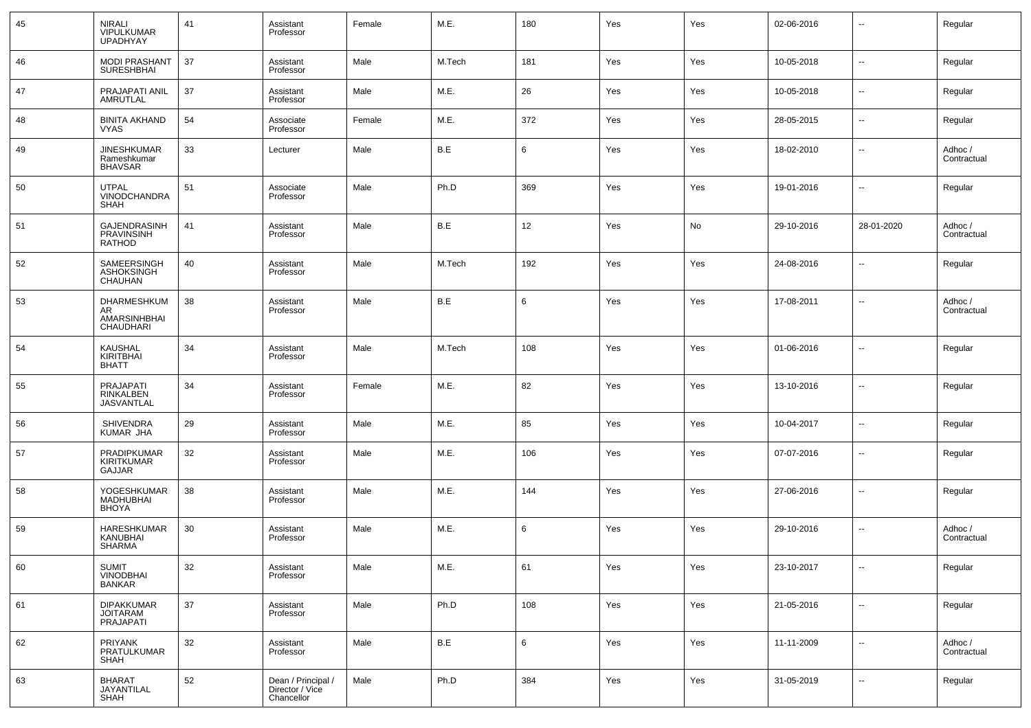| 45 | NIRALI VIPULKUMAR UPADHYAY | 41 | Assistant Professor | Female | M.E. | 180 | Yes | Yes | 02-06-2016 | -- | Regular |
|---|---|---|---|---|---|---|---|---|---|---|---|
| 46 | MODI PRASHANT SURESHBHAI | 37 | Assistant Professor | Male | M.Tech | 181 | Yes | Yes | 10-05-2018 | -- | Regular |
| 47 | PRAJAPATI ANIL AMRUTLAL | 37 | Assistant Professor | Male | M.E. | 26 | Yes | Yes | 10-05-2018 | -- | Regular |
| 48 | BINITA AKHAND VYAS | 54 | Associate Professor | Female | M.E. | 372 | Yes | Yes | 28-05-2015 | -- | Regular |
| 49 | JINESHKUMAR Rameshkumar BHAVSAR | 33 | Lecturer | Male | B.E | 6 | Yes | Yes | 18-02-2010 | -- | Adhoc / Contractual |
| 50 | UTPAL VINODCHANDRA SHAH | 51 | Associate Professor | Male | Ph.D | 369 | Yes | Yes | 19-01-2016 | -- | Regular |
| 51 | GAJENDRASINH PRAVINSINH RATHOD | 41 | Assistant Professor | Male | B.E | 12 | Yes | No | 29-10-2016 | 28-01-2020 | Adhoc / Contractual |
| 52 | SAMEERSINGH ASHOKSINGH CHAUHAN | 40 | Assistant Professor | Male | M.Tech | 192 | Yes | Yes | 24-08-2016 | -- | Regular |
| 53 | DHARMESHKUMAR AMARSINHBHAI CHAUDHARI | 38 | Assistant Professor | Male | B.E | 6 | Yes | Yes | 17-08-2011 | -- | Adhoc / Contractual |
| 54 | KAUSHAL KIRITBHAI BHATT | 34 | Assistant Professor | Male | M.Tech | 108 | Yes | Yes | 01-06-2016 | -- | Regular |
| 55 | PRAJAPATI RINKALBEN JASVANTLAL | 34 | Assistant Professor | Female | M.E. | 82 | Yes | Yes | 13-10-2016 | -- | Regular |
| 56 | SHIVENDRA KUMAR JHA | 29 | Assistant Professor | Male | M.E. | 85 | Yes | Yes | 10-04-2017 | -- | Regular |
| 57 | PRADIPKUMAR KIRITKUMAR GAJJAR | 32 | Assistant Professor | Male | M.E. | 106 | Yes | Yes | 07-07-2016 | -- | Regular |
| 58 | YOGESHKUMAR MADHUBHAI BHOYA | 38 | Assistant Professor | Male | M.E. | 144 | Yes | Yes | 27-06-2016 | -- | Regular |
| 59 | HARESHKUMAR KANUBHAI SHARMA | 30 | Assistant Professor | Male | M.E. | 6 | Yes | Yes | 29-10-2016 | -- | Adhoc / Contractual |
| 60 | SUMIT VINODBHAI BANKAR | 32 | Assistant Professor | Male | M.E. | 61 | Yes | Yes | 23-10-2017 | -- | Regular |
| 61 | DIPAKKUMAR JOITARAM PRAJAPATI | 37 | Assistant Professor | Male | Ph.D | 108 | Yes | Yes | 21-05-2016 | -- | Regular |
| 62 | PRIYANK PRATULKUMAR SHAH | 32 | Assistant Professor | Male | B.E | 6 | Yes | Yes | 11-11-2009 | -- | Adhoc / Contractual |
| 63 | BHARAT JAYANTILAL SHAH | 52 | Dean / Principal / Director / Vice Chancellor | Male | Ph.D | 384 | Yes | Yes | 31-05-2019 | -- | Regular |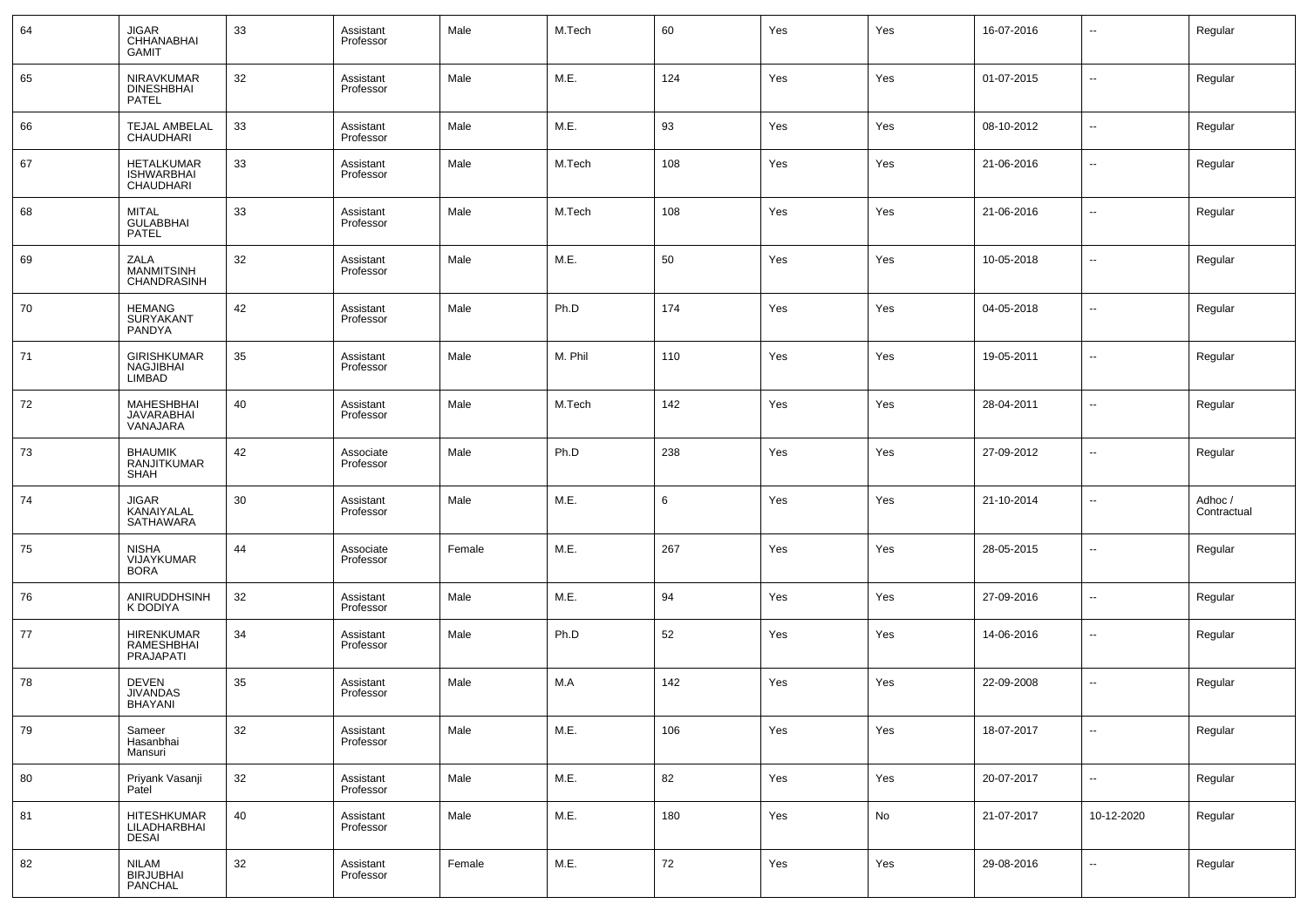| 64 | JIGAR CHHANABHAI GAMIT | 33 | Assistant Professor | Male | M.Tech | 60 | Yes | Yes | 16-07-2016 | -- | Regular |
|---|---|---|---|---|---|---|---|---|---|---|---|
| 65 | NIRAVKUMAR DINESHBHAI PATEL | 32 | Assistant Professor | Male | M.E. | 124 | Yes | Yes | 01-07-2015 | -- | Regular |
| 66 | TEJAL AMBELAL CHAUDHARI | 33 | Assistant Professor | Male | M.E. | 93 | Yes | Yes | 08-10-2012 | -- | Regular |
| 67 | HETALKUMAR ISHWARBHAI CHAUDHARI | 33 | Assistant Professor | Male | M.Tech | 108 | Yes | Yes | 21-06-2016 | -- | Regular |
| 68 | MITAL GULABBHAI PATEL | 33 | Assistant Professor | Male | M.Tech | 108 | Yes | Yes | 21-06-2016 | -- | Regular |
| 69 | ZALA MANMITSINH CHANDRASINH | 32 | Assistant Professor | Male | M.E. | 50 | Yes | Yes | 10-05-2018 | -- | Regular |
| 70 | HEMANG SURYAKANT PANDYA | 42 | Assistant Professor | Male | Ph.D | 174 | Yes | Yes | 04-05-2018 | -- | Regular |
| 71 | GIRISHKUMAR NAGJIBHAI LIMBAD | 35 | Assistant Professor | Male | M. Phil | 110 | Yes | Yes | 19-05-2011 | -- | Regular |
| 72 | MAHESHBHAI JAVARABHAI VANAJARA | 40 | Assistant Professor | Male | M.Tech | 142 | Yes | Yes | 28-04-2011 | -- | Regular |
| 73 | BHAUMIK RANJITKUMAR SHAH | 42 | Associate Professor | Male | Ph.D | 238 | Yes | Yes | 27-09-2012 | -- | Regular |
| 74 | JIGAR KANAIYALAL SATHAWARA | 30 | Assistant Professor | Male | M.E. | 6 | Yes | Yes | 21-10-2014 | -- | Adhoc / Contractual |
| 75 | NISHA VIJAYKUMAR BORA | 44 | Associate Professor | Female | M.E. | 267 | Yes | Yes | 28-05-2015 | -- | Regular |
| 76 | ANIRUDDHSINH K DODIYA | 32 | Assistant Professor | Male | M.E. | 94 | Yes | Yes | 27-09-2016 | -- | Regular |
| 77 | HIRENKUMAR RAMESHBHAI PRAJAPATI | 34 | Assistant Professor | Male | Ph.D | 52 | Yes | Yes | 14-06-2016 | -- | Regular |
| 78 | DEVEN JIVANDAS BHAYANI | 35 | Assistant Professor | Male | M.A | 142 | Yes | Yes | 22-09-2008 | -- | Regular |
| 79 | Sameer Hasanbhai Mansuri | 32 | Assistant Professor | Male | M.E. | 106 | Yes | Yes | 18-07-2017 | -- | Regular |
| 80 | Priyank Vasanji Patel | 32 | Assistant Professor | Male | M.E. | 82 | Yes | Yes | 20-07-2017 | -- | Regular |
| 81 | HITESHKUMAR LILADHARBHAI DESAI | 40 | Assistant Professor | Male | M.E. | 180 | Yes | No | 21-07-2017 | 10-12-2020 | Regular |
| 82 | NILAM BIRJUBHAI PANCHAL | 32 | Assistant Professor | Female | M.E. | 72 | Yes | Yes | 29-08-2016 | -- | Regular |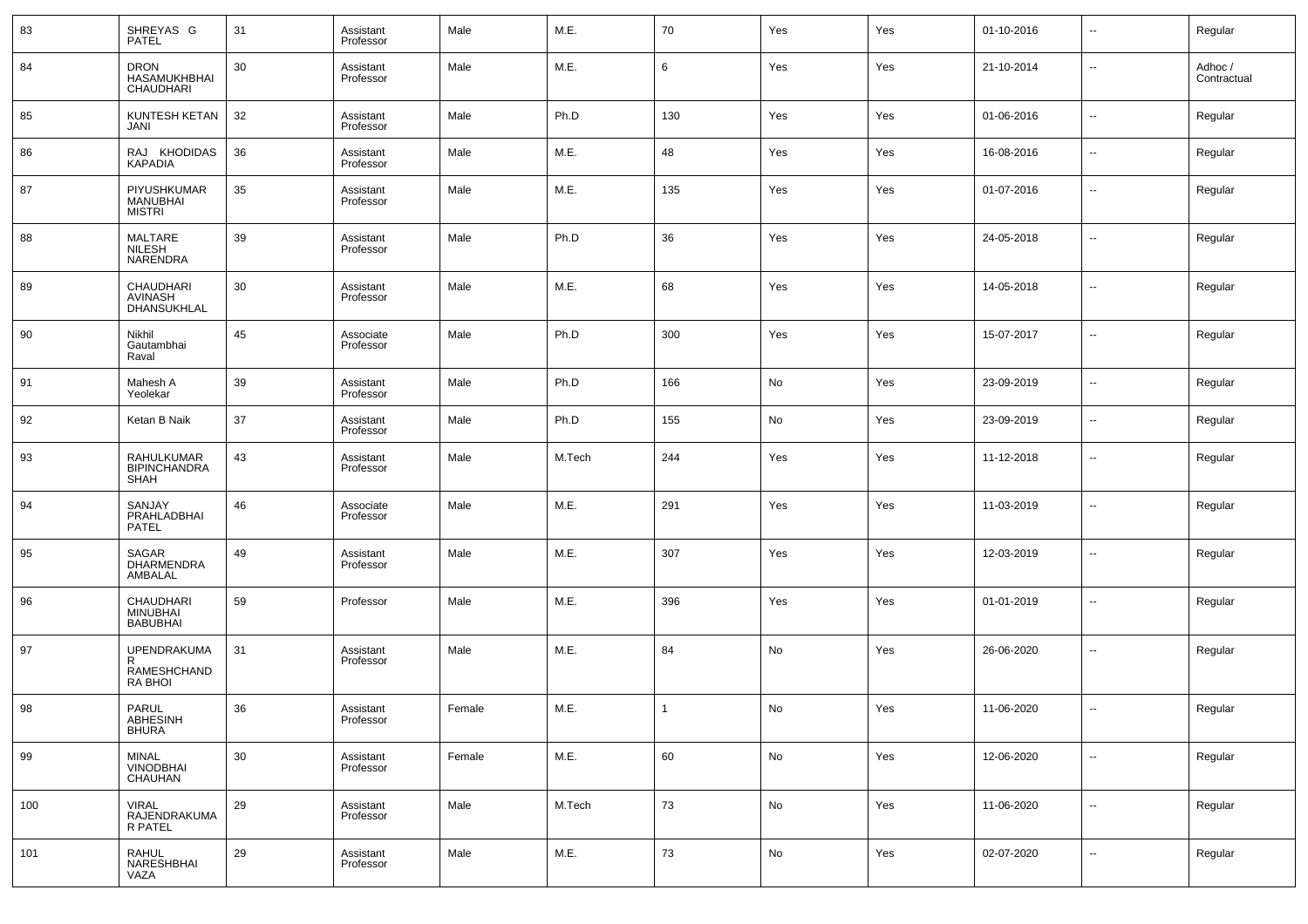| 83 | SHREYAS G PATEL | 31 | Assistant Professor | Male | M.E. | 70 | Yes | Yes | 01-10-2016 | -- | Regular |
|---|---|---|---|---|---|---|---|---|---|---|---|
| 84 | DRON HASAMUKHBHAI CHAUDHARI | 30 | Assistant Professor | Male | M.E. | 6 | Yes | Yes | 21-10-2014 | -- | Adhoc / Contractual |
| 85 | KUNTESH KETAN JANI | 32 | Assistant Professor | Male | Ph.D | 130 | Yes | Yes | 01-06-2016 | -- | Regular |
| 86 | RAJ KHODIDAS KAPADIA | 36 | Assistant Professor | Male | M.E. | 48 | Yes | Yes | 16-08-2016 | -- | Regular |
| 87 | PIYUSHKUMAR MANUBHAI MISTRI | 35 | Assistant Professor | Male | M.E. | 135 | Yes | Yes | 01-07-2016 | -- | Regular |
| 88 | MALTARE NILESH NARENDRA | 39 | Assistant Professor | Male | Ph.D | 36 | Yes | Yes | 24-05-2018 | -- | Regular |
| 89 | CHAUDHARI AVINASH DHANSUKHLAL | 30 | Assistant Professor | Male | M.E. | 68 | Yes | Yes | 14-05-2018 | -- | Regular |
| 90 | Nikhil Gautambhai Raval | 45 | Associate Professor | Male | Ph.D | 300 | Yes | Yes | 15-07-2017 | -- | Regular |
| 91 | Mahesh A Yeolekar | 39 | Assistant Professor | Male | Ph.D | 166 | No | Yes | 23-09-2019 | -- | Regular |
| 92 | Ketan B Naik | 37 | Assistant Professor | Male | Ph.D | 155 | No | Yes | 23-09-2019 | -- | Regular |
| 93 | RAHULKUMAR BIPINCHANDRA SHAH | 43 | Assistant Professor | Male | M.Tech | 244 | Yes | Yes | 11-12-2018 | -- | Regular |
| 94 | SANJAY PRAHLADBHAI PATEL | 46 | Associate Professor | Male | M.E. | 291 | Yes | Yes | 11-03-2019 | -- | Regular |
| 95 | SAGAR DHARMENDRA AMBALAL | 49 | Assistant Professor | Male | M.E. | 307 | Yes | Yes | 12-03-2019 | -- | Regular |
| 96 | CHAUDHARI MINUBHAI BABUBHAI | 59 | Professor | Male | M.E. | 396 | Yes | Yes | 01-01-2019 | -- | Regular |
| 97 | UPENDRAKUMAR RAMESHCHANDRA BHOI | 31 | Assistant Professor | Male | M.E. | 84 | No | Yes | 26-06-2020 | -- | Regular |
| 98 | PARUL ABHESINH BHURA | 36 | Assistant Professor | Female | M.E. | 1 | No | Yes | 11-06-2020 | -- | Regular |
| 99 | MINAL VINODBHAI CHAUHAN | 30 | Assistant Professor | Female | M.E. | 60 | No | Yes | 12-06-2020 | -- | Regular |
| 100 | VIRAL RAJENDRAKUMAR PATEL | 29 | Assistant Professor | Male | M.Tech | 73 | No | Yes | 11-06-2020 | -- | Regular |
| 101 | RAHUL NARESHBHAI VAZA | 29 | Assistant Professor | Male | M.E. | 73 | No | Yes | 02-07-2020 | -- | Regular |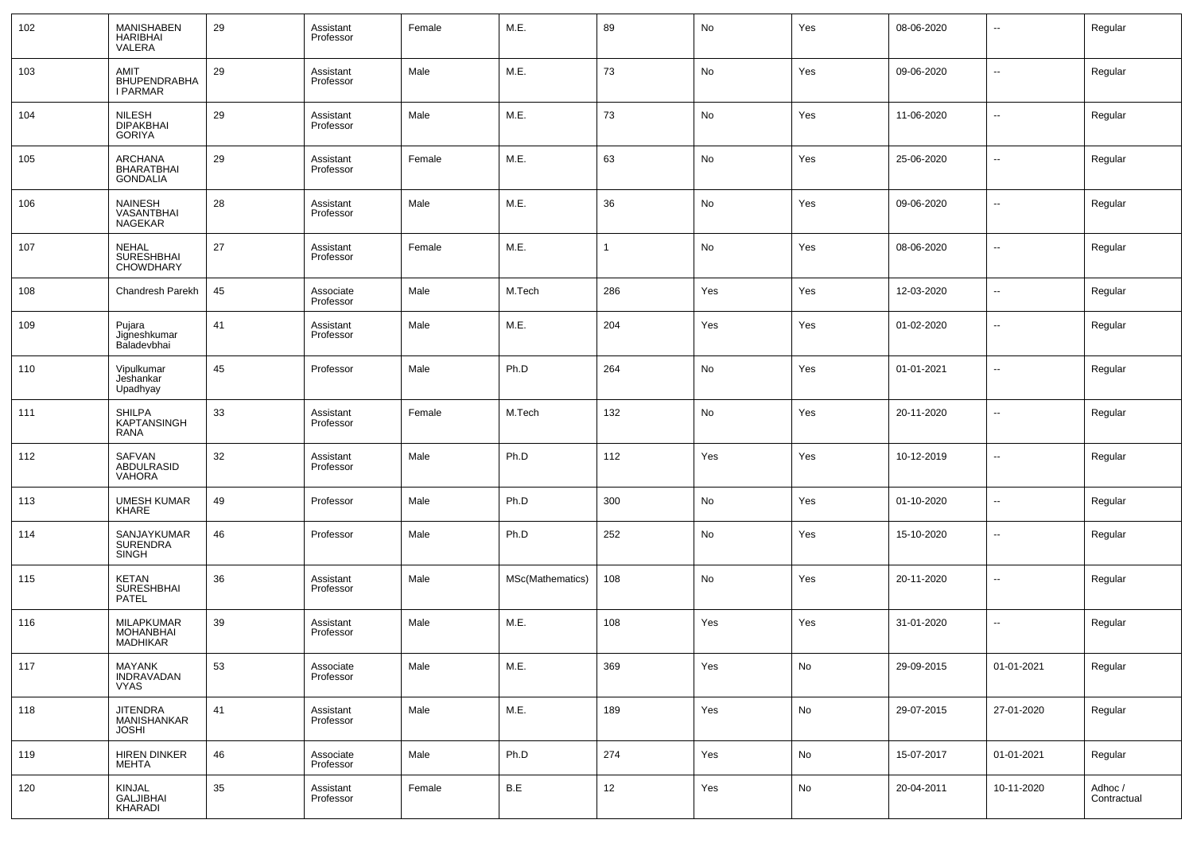| 102 | MANISHABEN HARIBHAI VALERA | 29 | Assistant Professor | Female | M.E. | 89 | No | Yes | 08-06-2020 | -- | Regular |
|---|---|---|---|---|---|---|---|---|---|---|---|
| 103 | AMIT BHUPENDRABHAI PARMAR | 29 | Assistant Professor | Male | M.E. | 73 | No | Yes | 09-06-2020 | -- | Regular |
| 104 | NILESH DIPAKBHAI GORIYA | 29 | Assistant Professor | Male | M.E. | 73 | No | Yes | 11-06-2020 | -- | Regular |
| 105 | ARCHANA BHARATBHAI GONDALIA | 29 | Assistant Professor | Female | M.E. | 63 | No | Yes | 25-06-2020 | -- | Regular |
| 106 | NAINESH VASANTBHAI NAGEKAR | 28 | Assistant Professor | Male | M.E. | 36 | No | Yes | 09-06-2020 | -- | Regular |
| 107 | NEHAL SURESHBHAI CHOWDHARY | 27 | Assistant Professor | Female | M.E. | 1 | No | Yes | 08-06-2020 | -- | Regular |
| 108 | Chandresh Parekh | 45 | Associate Professor | Male | M.Tech | 286 | Yes | Yes | 12-03-2020 | -- | Regular |
| 109 | Pujara Jigneshkumar Baladevbhai | 41 | Assistant Professor | Male | M.E. | 204 | Yes | Yes | 01-02-2020 | -- | Regular |
| 110 | Vipulkumar Jeshankar Upadhyay | 45 | Professor | Male | Ph.D | 264 | No | Yes | 01-01-2021 | -- | Regular |
| 111 | SHILPA KAPTANSINGH RANA | 33 | Assistant Professor | Female | M.Tech | 132 | No | Yes | 20-11-2020 | -- | Regular |
| 112 | SAFVAN ABDULRASID VAHORA | 32 | Assistant Professor | Male | Ph.D | 112 | Yes | Yes | 10-12-2019 | -- | Regular |
| 113 | UMESH KUMAR KHARE | 49 | Professor | Male | Ph.D | 300 | No | Yes | 01-10-2020 | -- | Regular |
| 114 | SANJAYKUMAR SURENDRA SINGH | 46 | Professor | Male | Ph.D | 252 | No | Yes | 15-10-2020 | -- | Regular |
| 115 | KETAN SURESHBHAI PATEL | 36 | Assistant Professor | Male | MSc(Mathematics) | 108 | No | Yes | 20-11-2020 | -- | Regular |
| 116 | MILAPKUMAR MOHANBHAI MADHIKAR | 39 | Assistant Professor | Male | M.E. | 108 | Yes | Yes | 31-01-2020 | -- | Regular |
| 117 | MAYANK INDRAVADAN VYAS | 53 | Associate Professor | Male | M.E. | 369 | Yes | No | 29-09-2015 | 01-01-2021 | Regular |
| 118 | JITENDRA MANISHANKAR JOSHI | 41 | Assistant Professor | Male | M.E. | 189 | Yes | No | 29-07-2015 | 27-01-2020 | Regular |
| 119 | HIREN DINKER MEHTA | 46 | Associate Professor | Male | Ph.D | 274 | Yes | No | 15-07-2017 | 01-01-2021 | Regular |
| 120 | KINJAL GALJIBHAI KHARADI | 35 | Assistant Professor | Female | B.E | 12 | Yes | No | 20-04-2011 | 10-11-2020 | Adhoc / Contractual |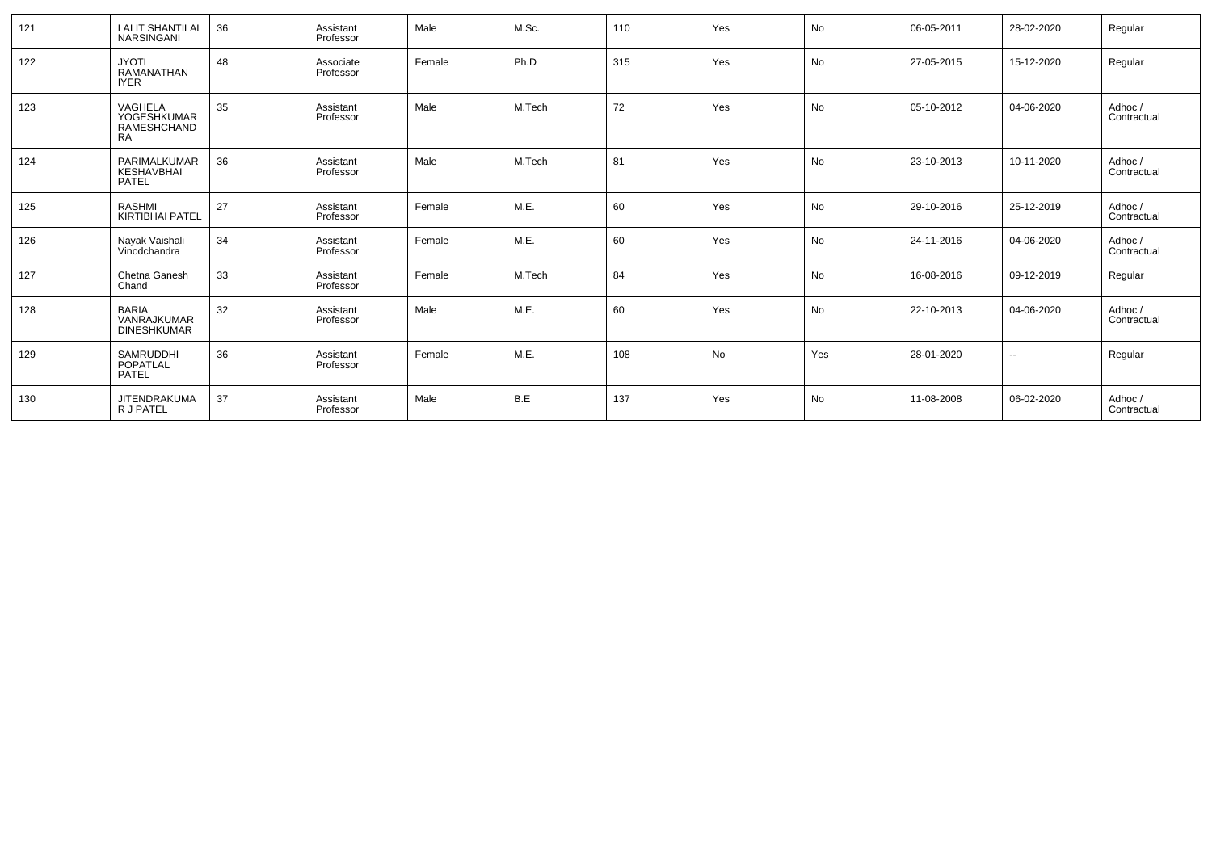| | | | | | | | | | | | |
|---|---|---|---|---|---|---|---|---|---|---|---|
| 121 | LALIT SHANTILAL NARSINGANI | 36 | Assistant Professor | Male | M.Sc. | 110 | Yes | No | 06-05-2011 | 28-02-2020 | Regular |
| 122 | JYOTI RAMANATHAN IYER | 48 | Associate Professor | Female | Ph.D | 315 | Yes | No | 27-05-2015 | 15-12-2020 | Regular |
| 123 | VAGHELA YOGESHKUMAR RAMESHCHANDRA | 35 | Assistant Professor | Male | M.Tech | 72 | Yes | No | 05-10-2012 | 04-06-2020 | Adhoc / Contractual |
| 124 | PARIMALKUMAR KESHAVBHAI PATEL | 36 | Assistant Professor | Male | M.Tech | 81 | Yes | No | 23-10-2013 | 10-11-2020 | Adhoc / Contractual |
| 125 | RASHMI KIRTIBHAI PATEL | 27 | Assistant Professor | Female | M.E. | 60 | Yes | No | 29-10-2016 | 25-12-2019 | Adhoc / Contractual |
| 126 | Nayak Vaishali Vinodchandra | 34 | Assistant Professor | Female | M.E. | 60 | Yes | No | 24-11-2016 | 04-06-2020 | Adhoc / Contractual |
| 127 | Chetna Ganesh Chand | 33 | Assistant Professor | Female | M.Tech | 84 | Yes | No | 16-08-2016 | 09-12-2019 | Regular |
| 128 | BARIA VANRAJKUMAR DINESHKUMAR | 32 | Assistant Professor | Male | M.E. | 60 | Yes | No | 22-10-2013 | 04-06-2020 | Adhoc / Contractual |
| 129 | SAMRUDDHI POPATLAL PATEL | 36 | Assistant Professor | Female | M.E. | 108 | No | Yes | 28-01-2020 | -- | Regular |
| 130 | JITENDRAKUMAR J PATEL | 37 | Assistant Professor | Male | B.E | 137 | Yes | No | 11-08-2008 | 06-02-2020 | Adhoc / Contractual |